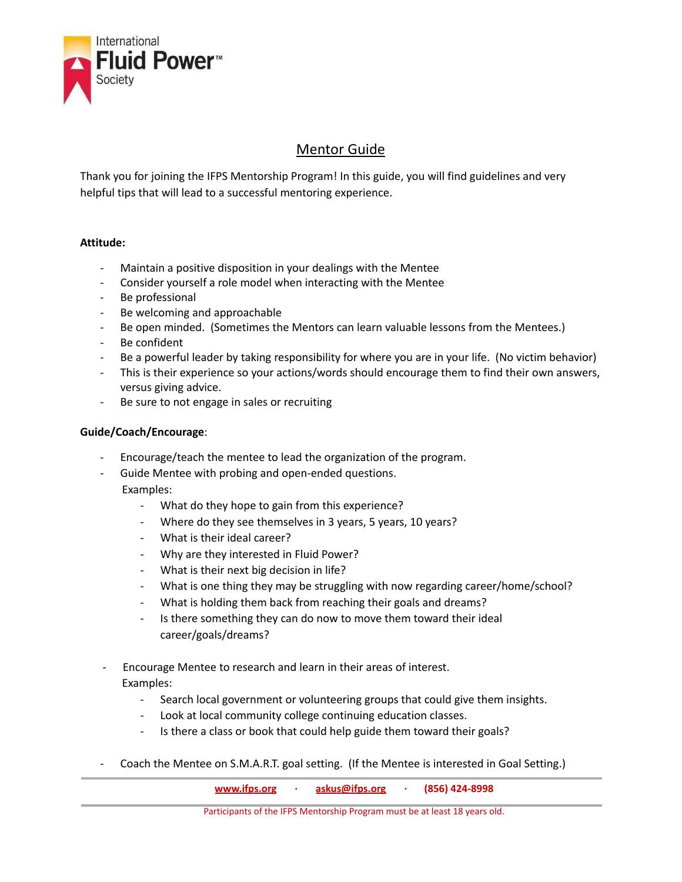International Fluid Power Society

# Mentor Guide

Thank you for joining the IFPS Mentorship Program! In this guide, you will find guidelines and very helpful tips that will lead to a successful mentoring experience.

**Attitude:**

- Maintain a positive disposition in your dealings with the Mentee
- Consider yourself a role model when interacting with the Mentee
- Be professional
- Be welcoming and approachable
- Be open minded. (Sometimes the Mentors can learn valuable lessons from the Mentees.)
- Be confident
- Be a powerful leader by taking responsibility for where you are in your life. (No victim behavior)
- This is their experience so your actions/words should encourage them to find their own answers, versus giving advice.
- Be sure to not engage in sales or recruiting

**Guide/Coach/Encourage**:

- Encourage/teach the mentee to lead the organization of the program.
- Guide Mentee with probing and open-ended questions.
  Examples:
  - What do they hope to gain from this experience?
  - Where do they see themselves in 3 years, 5 years, 10 years?
  - What is their ideal career?
  - Why are they interested in Fluid Power?
  - What is their next big decision in life?
  - What is one thing they may be struggling with now regarding career/home/school?
  - What is holding them back from reaching their goals and dreams?
  - Is there something they can do now to move them toward their ideal career/goals/dreams?

- Encourage Mentee to research and learn in their areas of interest.
  Examples:
  - Search local government or volunteering groups that could give them insights.
  - Look at local community college continuing education classes.
  - Is there a class or book that could help guide them toward their goals?

- Coach the Mentee on S.M.A.R.T. goal setting. (If the Mentee is interested in Goal Setting.)

www.ifps.org · askus@ifps.org · (856) 424-8998

Participants of the IFPS Mentorship Program must be at least 18 years old.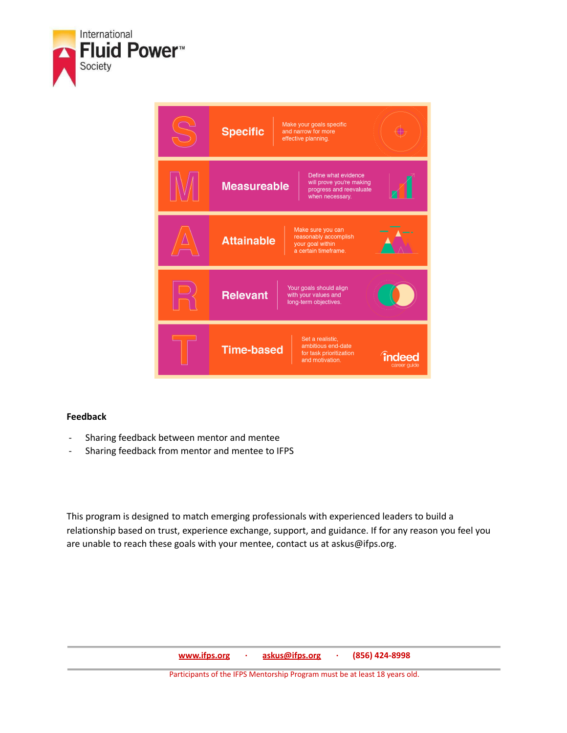S Specific — Make your goals specific and narrow for more effective planning.

M Measureable — Define what evidence will prove you're making progress and reevaluate when necessary.

A Attainable — Make sure you can reasonably accomplish your goal within a certain timeframe.

R Relevant — Your goals should align with your values and long-term objectives.

T Time-based — Set a realistic, ambitious end-date for task prioritization and motivation.

indeed career guide

**Feedback**

- Sharing feedback between mentor and mentee
- Sharing feedback from mentor and mentee to IFPS

This program is designed to match emerging professionals with experienced leaders to build a relationship based on trust, experience exchange, support, and guidance. If for any reason you feel you are unable to reach these goals with your mentee, contact us at askus@ifps.org.

www.ifps.org · askus@ifps.org · (856) 424-8998

Participants of the IFPS Mentorship Program must be at least 18 years old.